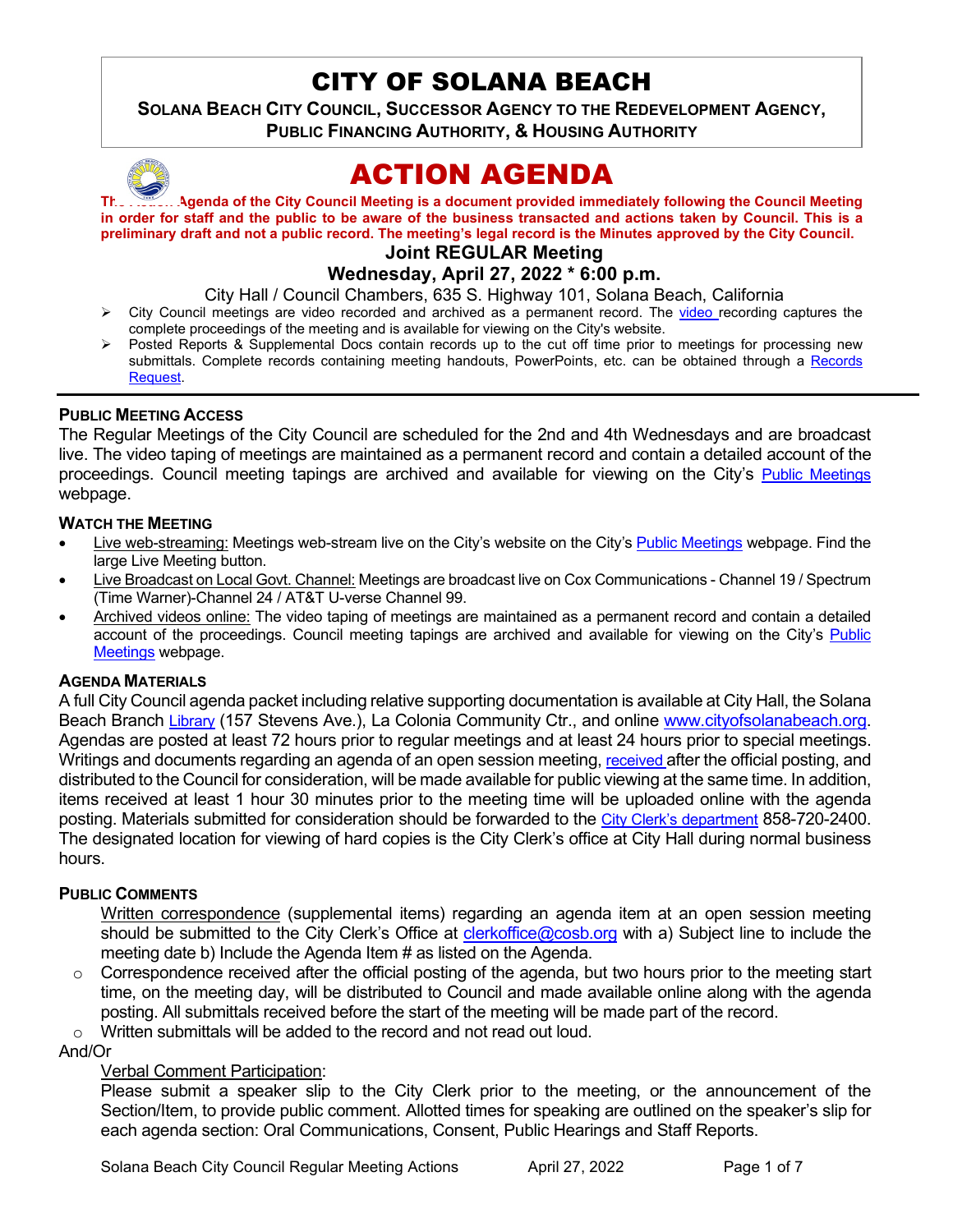# CITY OF SOLANA BEACH

**SOLANA BEACH CITY COUNCIL, SUCCESSOR AGENCY TO THE REDEVELOPMENT AGENCY, PUBLIC FINANCING AUTHORITY, & HOUSING AUTHORITY**

# ACTION AGENDA

**The Action Agenda of the City Council Meeting is a document provided immediately following the Council Meeting in order for staff and the public to be aware of the business transacted and actions taken by Council. This is a preliminary draft and not a public record. The meeting's legal record is the Minutes approved by the City Council.**

## Joint REGULAR Meeting

## Wednesday, April 27, 2022 * 6:00 p.m.

City Hall / Council Chambers, 635 S. Highway 101, Solana Beach, California

- City Council meetings are video recorded and archived as a permanent record. The video recording captures the complete proceedings of the meeting and is available for viewing on the City's website.
- Posted Reports & Supplemental Docs contain records up to the cut off time prior to meetings for processing new submittals. Complete records containing meeting handouts, PowerPoints, etc. can be obtained through a Records Request.

### PUBLIC MEETING ACCESS

The Regular Meetings of the City Council are scheduled for the 2nd and 4th Wednesdays and are broadcast live. The video taping of meetings are maintained as a permanent record and contain a detailed account of the proceedings. Council meeting tapings are archived and available for viewing on the City's Public Meetings webpage.

### WATCH THE MEETING

- Live web-streaming: Meetings web-stream live on the City's website on the City's Public Meetings webpage. Find the large Live Meeting button.
- Live Broadcast on Local Govt. Channel: Meetings are broadcast live on Cox Communications - Channel 19 / Spectrum (Time Warner)-Channel 24 / AT&T U-verse Channel 99.
- Archived videos online: The video taping of meetings are maintained as a permanent record and contain a detailed account of the proceedings. Council meeting tapings are archived and available for viewing on the City's Public Meetings webpage.

### AGENDA MATERIALS

A full City Council agenda packet including relative supporting documentation is available at City Hall, the Solana Beach Branch Library (157 Stevens Ave.), La Colonia Community Ctr., and online www.cityofsolanabeach.org. Agendas are posted at least 72 hours prior to regular meetings and at least 24 hours prior to special meetings. Writings and documents regarding an agenda of an open session meeting, received after the official posting, and distributed to the Council for consideration, will be made available for public viewing at the same time. In addition, items received at least 1 hour 30 minutes prior to the meeting time will be uploaded online with the agenda posting. Materials submitted for consideration should be forwarded to the City Clerk's department 858-720-2400. The designated location for viewing of hard copies is the City Clerk's office at City Hall during normal business hours.

### PUBLIC COMMENTS

Written correspondence (supplemental items) regarding an agenda item at an open session meeting should be submitted to the City Clerk's Office at clerkoffice@cosb.org with a) Subject line to include the meeting date b) Include the Agenda Item # as listed on the Agenda.

- Correspondence received after the official posting of the agenda, but two hours prior to the meeting start time, on the meeting day, will be distributed to Council and made available online along with the agenda posting. All submittals received before the start of the meeting will be made part of the record.
- Written submittals will be added to the record and not read out loud.

And/Or

Verbal Comment Participation:

Please submit a speaker slip to the City Clerk prior to the meeting, or the announcement of the Section/Item, to provide public comment. Allotted times for speaking are outlined on the speaker's slip for each agenda section: Oral Communications, Consent, Public Hearings and Staff Reports.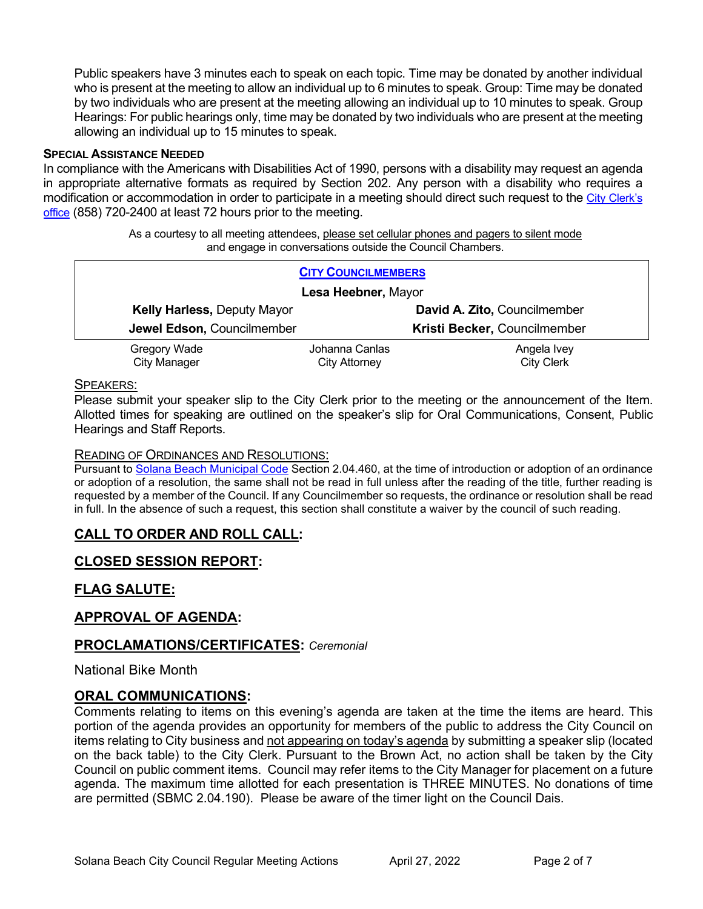Public speakers have 3 minutes each to speak on each topic. Time may be donated by another individual who is present at the meeting to allow an individual up to 6 minutes to speak. Group: Time may be donated by two individuals who are present at the meeting allowing an individual up to 10 minutes to speak. Group Hearings: For public hearings only, time may be donated by two individuals who are present at the meeting allowing an individual up to 15 minutes to speak.

**SPECIAL ASSISTANCE NEEDED**

In compliance with the Americans with Disabilities Act of 1990, persons with a disability may request an agenda in appropriate alternative formats as required by Section 202. Any person with a disability who requires a modification or accommodation in order to participate in a meeting should direct such request to the City Clerk's office (858) 720-2400 at least 72 hours prior to the meeting.

As a courtesy to all meeting attendees, please set cellular phones and pagers to silent mode and engage in conversations outside the Council Chambers.

| CITY COUNCILMEMBERS | | |
|---|---|---|
| | **Lesa Heebner,** Mayor | |
| **Kelly Harless,** Deputy Mayor | | **David A. Zito,** Councilmember |
| **Jewel Edson,** Councilmember | | **Kristi Becker,** Councilmember |
| Gregory Wade<br>City Manager | Johanna Canlas<br>City Attorney | Angela Ivey<br>City Clerk |

SPEAKERS:

Please submit your speaker slip to the City Clerk prior to the meeting or the announcement of the Item. Allotted times for speaking are outlined on the speaker's slip for Oral Communications, Consent, Public Hearings and Staff Reports.

READING OF ORDINANCES AND RESOLUTIONS:

Pursuant to Solana Beach Municipal Code Section 2.04.460, at the time of introduction or adoption of an ordinance or adoption of a resolution, the same shall not be read in full unless after the reading of the title, further reading is requested by a member of the Council. If any Councilmember so requests, the ordinance or resolution shall be read in full. In the absence of such a request, this section shall constitute a waiver by the council of such reading.

## CALL TO ORDER AND ROLL CALL:

## CLOSED SESSION REPORT:

## FLAG SALUTE:

## APPROVAL OF AGENDA:

## PROCLAMATIONS/CERTIFICATES: *Ceremonial*

National Bike Month

## ORAL COMMUNICATIONS:

Comments relating to items on this evening's agenda are taken at the time the items are heard. This portion of the agenda provides an opportunity for members of the public to address the City Council on items relating to City business and not appearing on today's agenda by submitting a speaker slip (located on the back table) to the City Clerk. Pursuant to the Brown Act, no action shall be taken by the City Council on public comment items. Council may refer items to the City Manager for placement on a future agenda. The maximum time allotted for each presentation is THREE MINUTES. No donations of time are permitted (SBMC 2.04.190). Please be aware of the timer light on the Council Dais.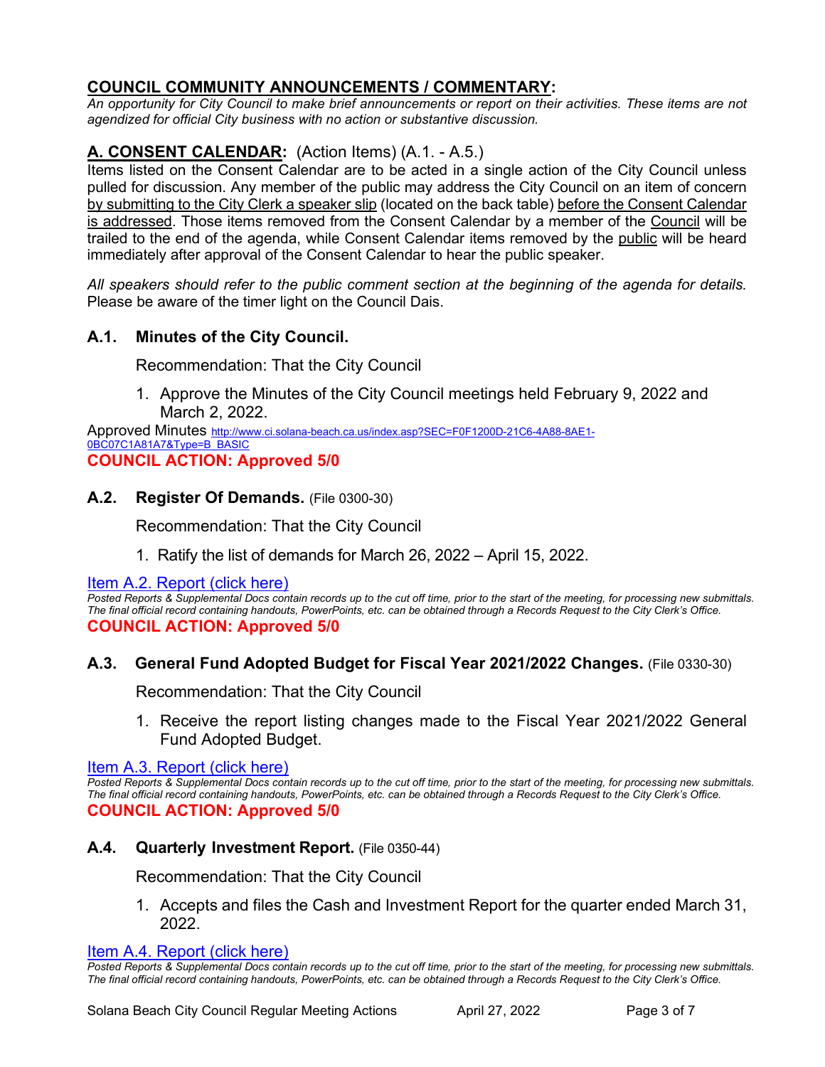## COUNCIL COMMUNITY ANNOUNCEMENTS / COMMENTARY:

*An opportunity for City Council to make brief announcements or report on their activities. These items are not agendized for official City business with no action or substantive discussion.*

## A. CONSENT CALENDAR: (Action Items) (A.1. - A.5.)

Items listed on the Consent Calendar are to be acted in a single action of the City Council unless pulled for discussion. Any member of the public may address the City Council on an item of concern by submitting to the City Clerk a speaker slip (located on the back table) before the Consent Calendar is addressed. Those items removed from the Consent Calendar by a member of the Council will be trailed to the end of the agenda, while Consent Calendar items removed by the public will be heard immediately after approval of the Consent Calendar to hear the public speaker.

*All speakers should refer to the public comment section at the beginning of the agenda for details.* Please be aware of the timer light on the Council Dais.

### A.1. Minutes of the City Council.

Recommendation: That the City Council

1. Approve the Minutes of the City Council meetings held February 9, 2022 and March 2, 2022.

Approved Minutes http://www.ci.solana-beach.ca.us/index.asp?SEC=F0F1200D-21C6-4A88-8AE1-0BC07C1A81A7&Type=B_BASIC

**COUNCIL ACTION: Approved 5/0**

### A.2. Register Of Demands. (File 0300-30)

Recommendation: That the City Council

1. Ratify the list of demands for March 26, 2022 – April 15, 2022.

Item A.2. Report (click here)

*Posted Reports & Supplemental Docs contain records up to the cut off time, prior to the start of the meeting, for processing new submittals. The final official record containing handouts, PowerPoints, etc. can be obtained through a Records Request to the City Clerk's Office.*

**COUNCIL ACTION: Approved 5/0**

### A.3. General Fund Adopted Budget for Fiscal Year 2021/2022 Changes. (File 0330-30)

Recommendation: That the City Council

1. Receive the report listing changes made to the Fiscal Year 2021/2022 General Fund Adopted Budget.

Item A.3. Report (click here)

*Posted Reports & Supplemental Docs contain records up to the cut off time, prior to the start of the meeting, for processing new submittals. The final official record containing handouts, PowerPoints, etc. can be obtained through a Records Request to the City Clerk's Office.*

**COUNCIL ACTION: Approved 5/0**

### A.4. Quarterly Investment Report. (File 0350-44)

Recommendation: That the City Council

1. Accepts and files the Cash and Investment Report for the quarter ended March 31, 2022.

Item A.4. Report (click here)

*Posted Reports & Supplemental Docs contain records up to the cut off time, prior to the start of the meeting, for processing new submittals. The final official record containing handouts, PowerPoints, etc. can be obtained through a Records Request to the City Clerk's Office.*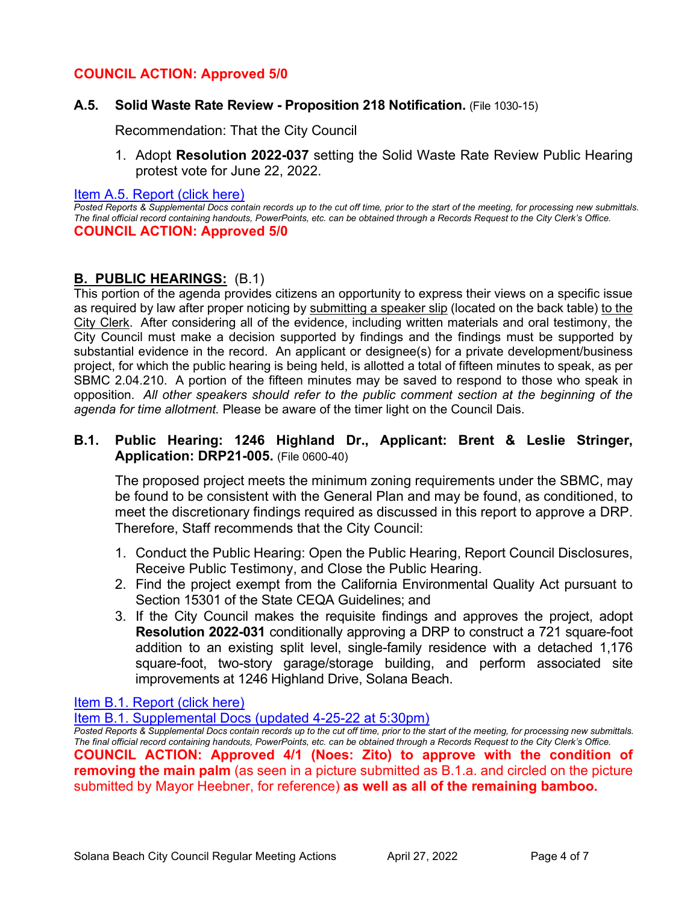**COUNCIL ACTION: Approved 5/0**

**A.5. Solid Waste Rate Review - Proposition 218 Notification.** (File 1030-15)

Recommendation: That the City Council

1. Adopt **Resolution 2022-037** setting the Solid Waste Rate Review Public Hearing protest vote for June 22, 2022.

[Item A.5. Report (click here)]

*Posted Reports & Supplemental Docs contain records up to the cut off time, prior to the start of the meeting, for processing new submittals. The final official record containing handouts, PowerPoints, etc. can be obtained through a Records Request to the City Clerk's Office.*

**COUNCIL ACTION: Approved 5/0**

## B. PUBLIC HEARINGS: (B.1)

This portion of the agenda provides citizens an opportunity to express their views on a specific issue as required by law after proper noticing by submitting a speaker slip (located on the back table) to the City Clerk. After considering all of the evidence, including written materials and oral testimony, the City Council must make a decision supported by findings and the findings must be supported by substantial evidence in the record. An applicant or designee(s) for a private development/business project, for which the public hearing is being held, is allotted a total of fifteen minutes to speak, as per SBMC 2.04.210. A portion of the fifteen minutes may be saved to respond to those who speak in opposition. *All other speakers should refer to the public comment section at the beginning of the agenda for time allotment.* Please be aware of the timer light on the Council Dais.

**B.1. Public Hearing: 1246 Highland Dr., Applicant: Brent & Leslie Stringer, Application: DRP21-005.** (File 0600-40)

The proposed project meets the minimum zoning requirements under the SBMC, may be found to be consistent with the General Plan and may be found, as conditioned, to meet the discretionary findings required as discussed in this report to approve a DRP. Therefore, Staff recommends that the City Council:

1. Conduct the Public Hearing: Open the Public Hearing, Report Council Disclosures, Receive Public Testimony, and Close the Public Hearing.
2. Find the project exempt from the California Environmental Quality Act pursuant to Section 15301 of the State CEQA Guidelines; and
3. If the City Council makes the requisite findings and approves the project, adopt **Resolution 2022-031** conditionally approving a DRP to construct a 721 square-foot addition to an existing split level, single-family residence with a detached 1,176 square-foot, two-story garage/storage building, and perform associated site improvements at 1246 Highland Drive, Solana Beach.

[Item B.1. Report (click here)]

[Item B.1. Supplemental Docs (updated 4-25-22 at 5:30pm)]

*Posted Reports & Supplemental Docs contain records up to the cut off time, prior to the start of the meeting, for processing new submittals. The final official record containing handouts, PowerPoints, etc. can be obtained through a Records Request to the City Clerk's Office.*

**COUNCIL ACTION: Approved 4/1 (Noes: Zito) to approve with the condition of removing the main palm** (as seen in a picture submitted as B.1.a. and circled on the picture submitted by Mayor Heebner, for reference) **as well as all of the remaining bamboo.**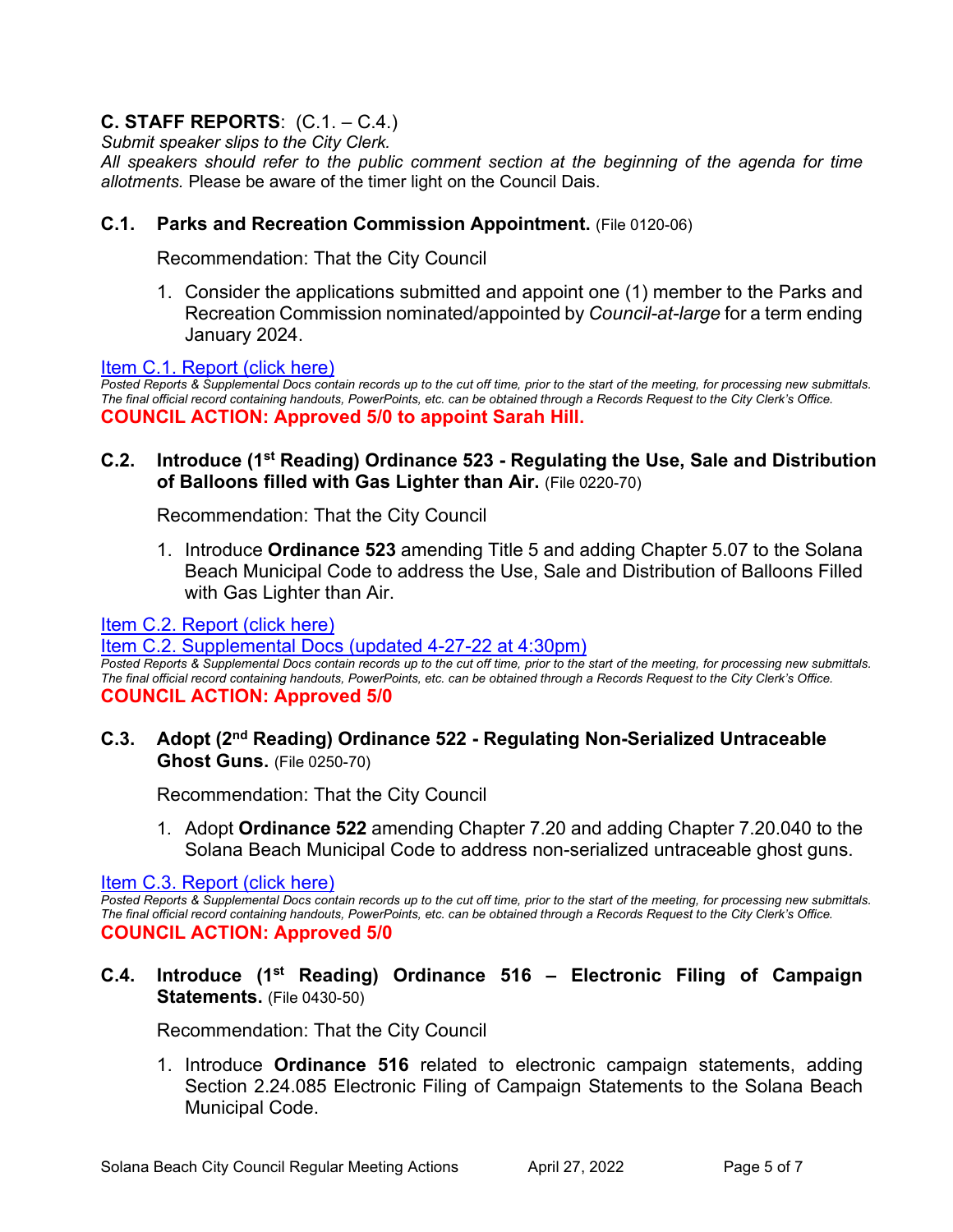## C. STAFF REPORTS: (C.1. – C.4.)

*Submit speaker slips to the City Clerk.*
*All speakers should refer to the public comment section at the beginning of the agenda for time allotments.* Please be aware of the timer light on the Council Dais.

### C.1. Parks and Recreation Commission Appointment. (File 0120-06)

Recommendation: That the City Council

1. Consider the applications submitted and appoint one (1) member to the Parks and Recreation Commission nominated/appointed by *Council-at-large* for a term ending January 2024.

Item C.1. Report (click here)

*Posted Reports & Supplemental Docs contain records up to the cut off time, prior to the start of the meeting, for processing new submittals. The final official record containing handouts, PowerPoints, etc. can be obtained through a Records Request to the City Clerk's Office.*

**COUNCIL ACTION: Approved 5/0 to appoint Sarah Hill.**

### C.2. Introduce (1st Reading) Ordinance 523 - Regulating the Use, Sale and Distribution of Balloons filled with Gas Lighter than Air. (File 0220-70)

Recommendation: That the City Council

1. Introduce **Ordinance 523** amending Title 5 and adding Chapter 5.07 to the Solana Beach Municipal Code to address the Use, Sale and Distribution of Balloons Filled with Gas Lighter than Air.

Item C.2. Report (click here)
Item C.2. Supplemental Docs (updated 4-27-22 at 4:30pm)

*Posted Reports & Supplemental Docs contain records up to the cut off time, prior to the start of the meeting, for processing new submittals. The final official record containing handouts, PowerPoints, etc. can be obtained through a Records Request to the City Clerk's Office.*

**COUNCIL ACTION: Approved 5/0**

### C.3. Adopt (2nd Reading) Ordinance 522 - Regulating Non-Serialized Untraceable Ghost Guns. (File 0250-70)

Recommendation: That the City Council

1. Adopt **Ordinance 522** amending Chapter 7.20 and adding Chapter 7.20.040 to the Solana Beach Municipal Code to address non-serialized untraceable ghost guns.

Item C.3. Report (click here)

*Posted Reports & Supplemental Docs contain records up to the cut off time, prior to the start of the meeting, for processing new submittals. The final official record containing handouts, PowerPoints, etc. can be obtained through a Records Request to the City Clerk's Office.*

**COUNCIL ACTION: Approved 5/0**

### C.4. Introduce (1st Reading) Ordinance 516 – Electronic Filing of Campaign Statements. (File 0430-50)

Recommendation: That the City Council

1. Introduce **Ordinance 516** related to electronic campaign statements, adding Section 2.24.085 Electronic Filing of Campaign Statements to the Solana Beach Municipal Code.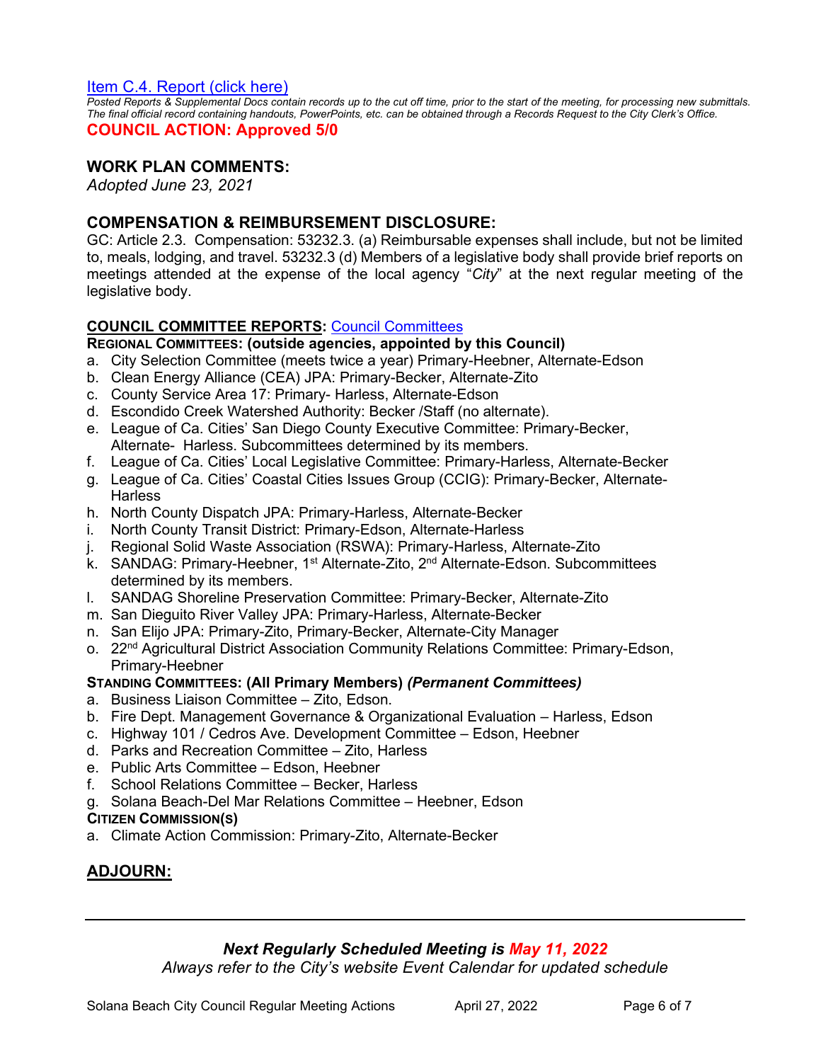[Item C.4. Report (click here)](#)

*Posted Reports & Supplemental Docs contain records up to the cut off time, prior to the start of the meeting, for processing new submittals. The final official record containing handouts, PowerPoints, etc. can be obtained through a Records Request to the City Clerk's Office.*

**COUNCIL ACTION: Approved 5/0**

## WORK PLAN COMMENTS:

*Adopted June 23, 2021*

## COMPENSATION & REIMBURSEMENT DISCLOSURE:

GC: Article 2.3. Compensation: 53232.3. (a) Reimbursable expenses shall include, but not be limited to, meals, lodging, and travel. 53232.3 (d) Members of a legislative body shall provide brief reports on meetings attended at the expense of the local agency "*City*" at the next regular meeting of the legislative body.

### COUNCIL COMMITTEE REPORTS: [Council Committees](#)

**REGIONAL COMMITTEES: (outside agencies, appointed by this Council)**

a. City Selection Committee (meets twice a year) Primary-Heebner, Alternate-Edson
b. Clean Energy Alliance (CEA) JPA: Primary-Becker, Alternate-Zito
c. County Service Area 17: Primary- Harless, Alternate-Edson
d. Escondido Creek Watershed Authority: Becker /Staff (no alternate).
e. League of Ca. Cities' San Diego County Executive Committee: Primary-Becker, Alternate- Harless. Subcommittees determined by its members.
f. League of Ca. Cities' Local Legislative Committee: Primary-Harless, Alternate-Becker
g. League of Ca. Cities' Coastal Cities Issues Group (CCIG): Primary-Becker, Alternate-Harless
h. North County Dispatch JPA: Primary-Harless, Alternate-Becker
i. North County Transit District: Primary-Edson, Alternate-Harless
j. Regional Solid Waste Association (RSWA): Primary-Harless, Alternate-Zito
k. SANDAG: Primary-Heebner, 1st Alternate-Zito, 2nd Alternate-Edson. Subcommittees determined by its members.
l. SANDAG Shoreline Preservation Committee: Primary-Becker, Alternate-Zito
m. San Dieguito River Valley JPA: Primary-Harless, Alternate-Becker
n. San Elijo JPA: Primary-Zito, Primary-Becker, Alternate-City Manager
o. 22nd Agricultural District Association Community Relations Committee: Primary-Edson, Primary-Heebner

**STANDING COMMITTEES: (All Primary Members) *(Permanent Committees)***

a. Business Liaison Committee – Zito, Edson.
b. Fire Dept. Management Governance & Organizational Evaluation – Harless, Edson
c. Highway 101 / Cedros Ave. Development Committee – Edson, Heebner
d. Parks and Recreation Committee – Zito, Harless
e. Public Arts Committee – Edson, Heebner
f. School Relations Committee – Becker, Harless
g. Solana Beach-Del Mar Relations Committee – Heebner, Edson

**CITIZEN COMMISSION(S)**

a. Climate Action Commission: Primary-Zito, Alternate-Becker

## ADJOURN:

---

***Next Regularly Scheduled Meeting is May 11, 2022***

*Always refer to the City's website Event Calendar for updated schedule*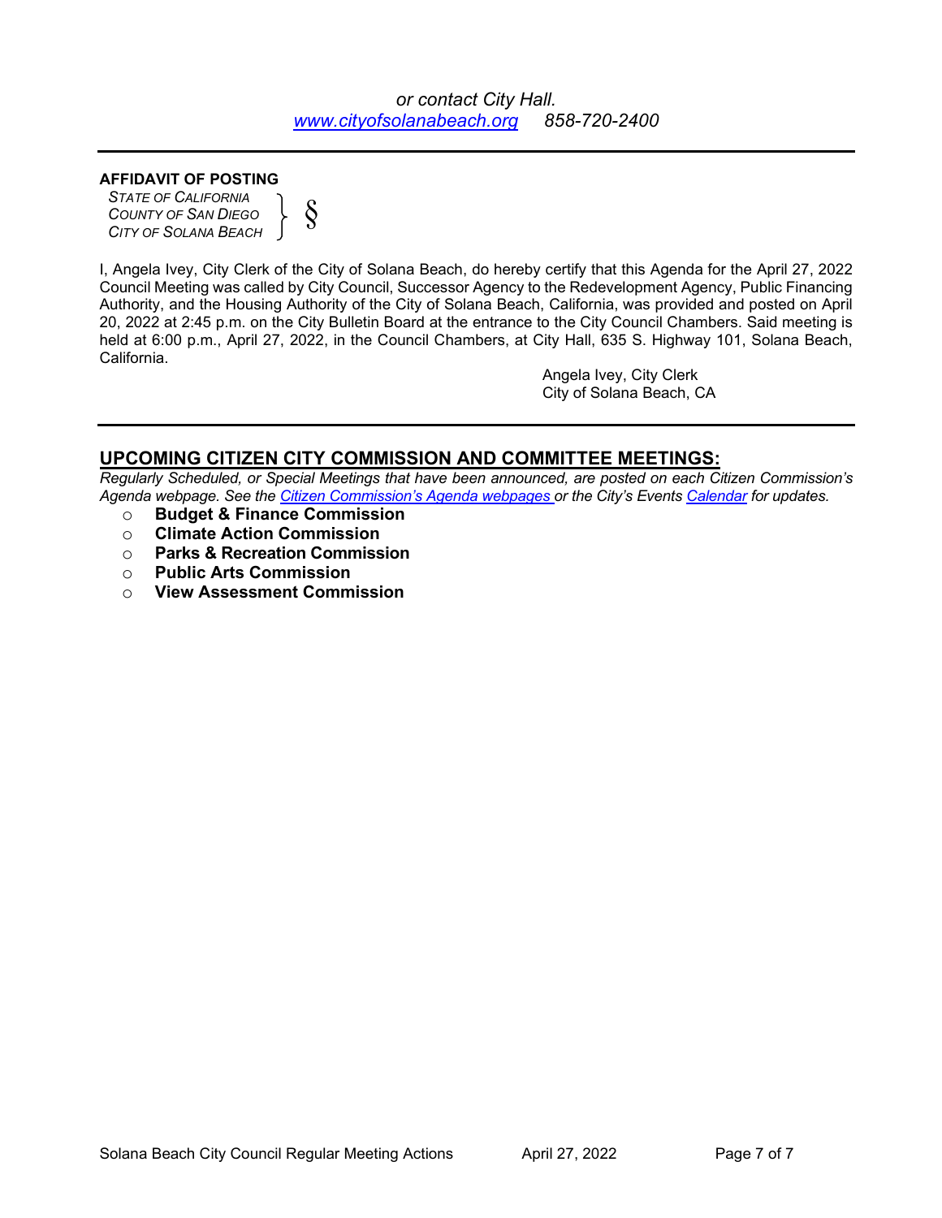*or contact City Hall.*
*[www.cityofsolanabeach.org](http://www.cityofsolanabeach.org) 858-720-2400*

---

**AFFIDAVIT OF POSTING**

*STATE OF CALIFORNIA*
*COUNTY OF SAN DIEGO* } §
*CITY OF SOLANA BEACH*

I, Angela Ivey, City Clerk of the City of Solana Beach, do hereby certify that this Agenda for the April 27, 2022 Council Meeting was called by City Council, Successor Agency to the Redevelopment Agency, Public Financing Authority, and the Housing Authority of the City of Solana Beach, California, was provided and posted on April 20, 2022 at 2:45 p.m. on the City Bulletin Board at the entrance to the City Council Chambers. Said meeting is held at 6:00 p.m., April 27, 2022, in the Council Chambers, at City Hall, 635 S. Highway 101, Solana Beach, California.

Angela Ivey, City Clerk
City of Solana Beach, CA

---

## UPCOMING CITIZEN CITY COMMISSION AND COMMITTEE MEETINGS:

*Regularly Scheduled, or Special Meetings that have been announced, are posted on each Citizen Commission's Agenda webpage. See the Citizen Commission's Agenda webpages or the City's Events Calendar for updates.*

- **Budget & Finance Commission**
- **Climate Action Commission**
- **Parks & Recreation Commission**
- **Public Arts Commission**
- **View Assessment Commission**